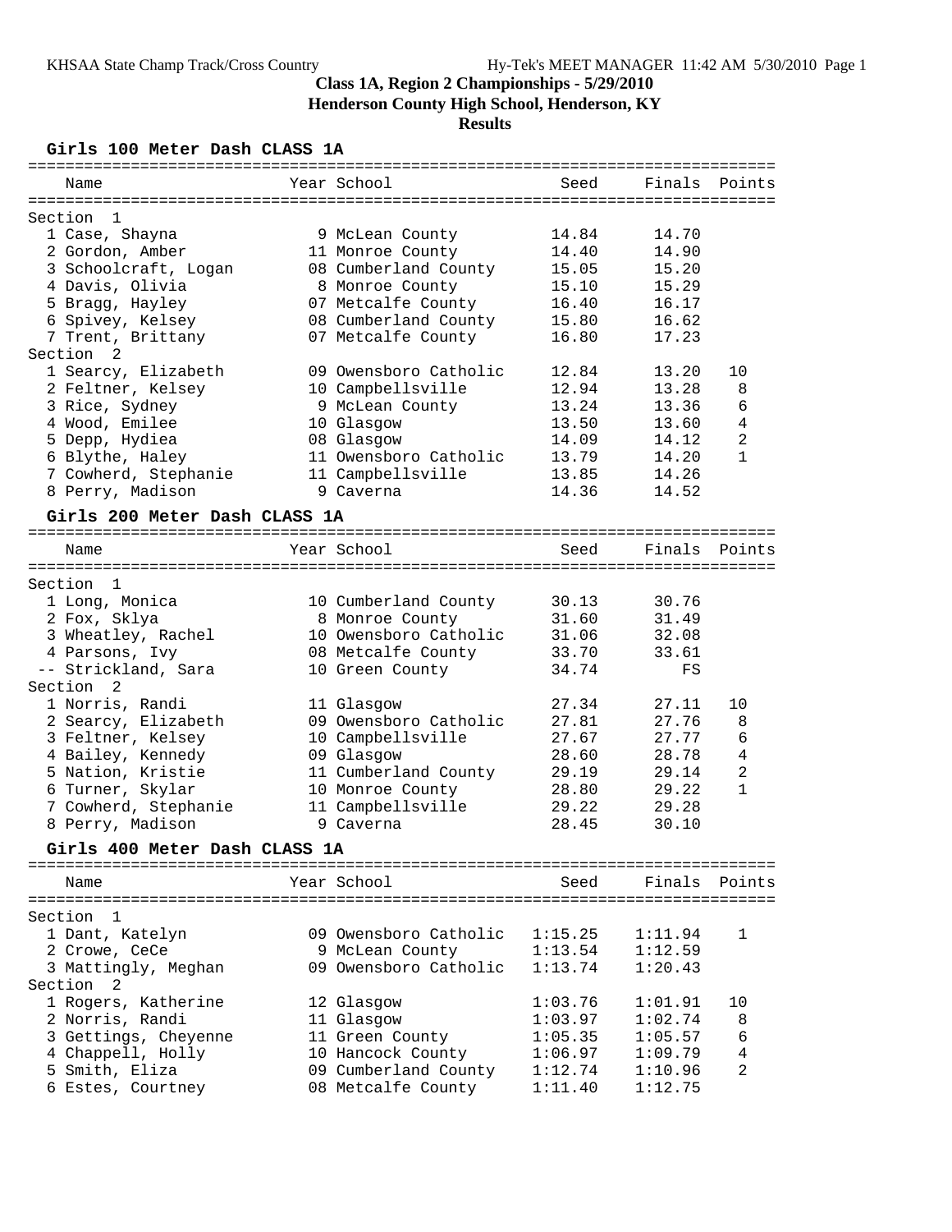# Class 1A, Region 2 Championships - 5/29/2010

**Henderson County High School, Henderson, KY**

**Results**

## Girls 100 Meter Dash CLASS 1A

| Name | Year | School | Seed | Finals | Points |
|---|---|---|---|---|---|
| **Section 1** | | | | | |
| 1 Case, Shayna | 9 | McLean County | 14.84 | 14.70 | |
| 2 Gordon, Amber | 11 | Monroe County | 14.40 | 14.90 | |
| 3 Schoolcraft, Logan | 08 | Cumberland County | 15.05 | 15.20 | |
| 4 Davis, Olivia | 8 | Monroe County | 15.10 | 15.29 | |
| 5 Bragg, Hayley | 07 | Metcalfe County | 16.40 | 16.17 | |
| 6 Spivey, Kelsey | 08 | Cumberland County | 15.80 | 16.62 | |
| 7 Trent, Brittany | 07 | Metcalfe County | 16.80 | 17.23 | |
| **Section 2** | | | | | |
| 1 Searcy, Elizabeth | 09 | Owensboro Catholic | 12.84 | 13.20 | 10 |
| 2 Feltner, Kelsey | 10 | Campbellsville | 12.94 | 13.28 | 8 |
| 3 Rice, Sydney | 9 | McLean County | 13.24 | 13.36 | 6 |
| 4 Wood, Emilee | 10 | Glasgow | 13.50 | 13.60 | 4 |
| 5 Depp, Hydiea | 08 | Glasgow | 14.09 | 14.12 | 2 |
| 6 Blythe, Haley | 11 | Owensboro Catholic | 13.79 | 14.20 | 1 |
| 7 Cowherd, Stephanie | 11 | Campbellsville | 13.85 | 14.26 | |
| 8 Perry, Madison | 9 | Caverna | 14.36 | 14.52 | |

## Girls 200 Meter Dash CLASS 1A

| Name | Year | School | Seed | Finals | Points |
|---|---|---|---|---|---|
| **Section 1** | | | | | |
| 1 Long, Monica | 10 | Cumberland County | 30.13 | 30.76 | |
| 2 Fox, Sklya | 8 | Monroe County | 31.60 | 31.49 | |
| 3 Wheatley, Rachel | 10 | Owensboro Catholic | 31.06 | 32.08 | |
| 4 Parsons, Ivy | 08 | Metcalfe County | 33.70 | 33.61 | |
| -- Strickland, Sara | 10 | Green County | 34.74 | FS | |
| **Section 2** | | | | | |
| 1 Norris, Randi | 11 | Glasgow | 27.34 | 27.11 | 10 |
| 2 Searcy, Elizabeth | 09 | Owensboro Catholic | 27.81 | 27.76 | 8 |
| 3 Feltner, Kelsey | 10 | Campbellsville | 27.67 | 27.77 | 6 |
| 4 Bailey, Kennedy | 09 | Glasgow | 28.60 | 28.78 | 4 |
| 5 Nation, Kristie | 11 | Cumberland County | 29.19 | 29.14 | 2 |
| 6 Turner, Skylar | 10 | Monroe County | 28.80 | 29.22 | 1 |
| 7 Cowherd, Stephanie | 11 | Campbellsville | 29.22 | 29.28 | |
| 8 Perry, Madison | 9 | Caverna | 28.45 | 30.10 | |

## Girls 400 Meter Dash CLASS 1A

| Name | Year | School | Seed | Finals | Points |
|---|---|---|---|---|---|
| **Section 1** | | | | | |
| 1 Dant, Katelyn | 09 | Owensboro Catholic | 1:15.25 | 1:11.94 | 1 |
| 2 Crowe, CeCe | 9 | McLean County | 1:13.54 | 1:12.59 | |
| 3 Mattingly, Meghan | 09 | Owensboro Catholic | 1:13.74 | 1:20.43 | |
| **Section 2** | | | | | |
| 1 Rogers, Katherine | 12 | Glasgow | 1:03.76 | 1:01.91 | 10 |
| 2 Norris, Randi | 11 | Glasgow | 1:03.97 | 1:02.74 | 8 |
| 3 Gettings, Cheyenne | 11 | Green County | 1:05.35 | 1:05.57 | 6 |
| 4 Chappell, Holly | 10 | Hancock County | 1:06.97 | 1:09.79 | 4 |
| 5 Smith, Eliza | 09 | Cumberland County | 1:12.74 | 1:10.96 | 2 |
| 6 Estes, Courtney | 08 | Metcalfe County | 1:11.40 | 1:12.75 | |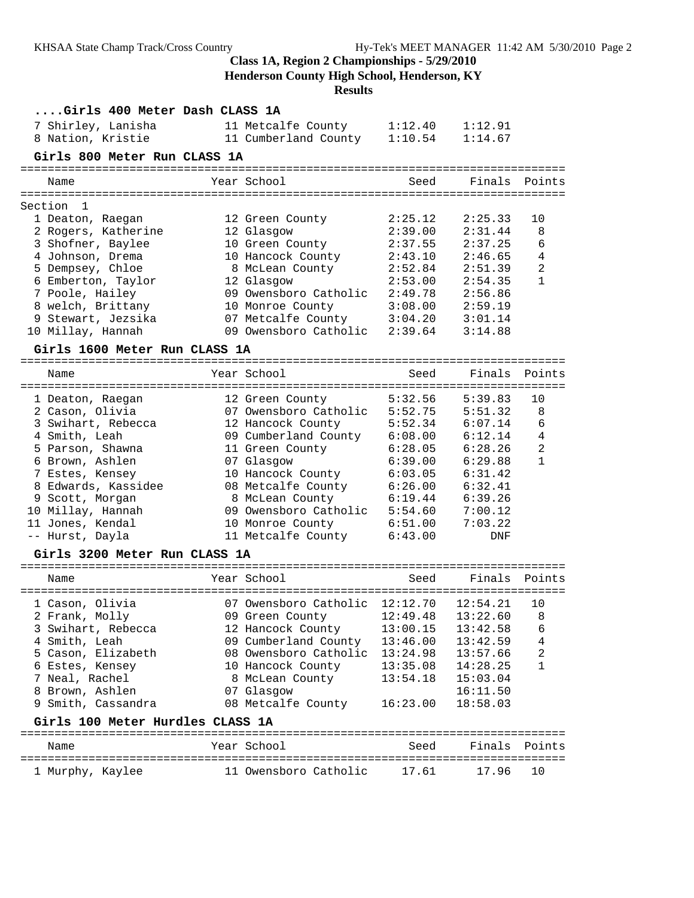# Class 1A, Region 2 Championships - 5/29/2010

**Henderson County High School, Henderson, KY**

**Results**

### ....Girls 400 Meter Dash CLASS 1A

| | Name | Year | School | Seed | Finals |
|---|---|---|---|---|---|
| 7 | Shirley, Lanisha | 11 | Metcalfe County | 1:12.40 | 1:12.91 |
| 8 | Nation, Kristie | 11 | Cumberland County | 1:10.54 | 1:14.67 |

### Girls 800 Meter Run CLASS 1A

Section 1

| | Name | Year | School | Seed | Finals | Points |
|---|---|---|---|---|---|---|
| 1 | Deaton, Raegan | 12 | Green County | 2:25.12 | 2:25.33 | 10 |
| 2 | Rogers, Katherine | 12 | Glasgow | 2:39.00 | 2:31.44 | 8 |
| 3 | Shofner, Baylee | 10 | Green County | 2:37.55 | 2:37.25 | 6 |
| 4 | Johnson, Drema | 10 | Hancock County | 2:43.10 | 2:46.65 | 4 |
| 5 | Dempsey, Chloe | 8 | McLean County | 2:52.84 | 2:51.39 | 2 |
| 6 | Emberton, Taylor | 12 | Glasgow | 2:53.00 | 2:54.35 | 1 |
| 7 | Poole, Hailey | 09 | Owensboro Catholic | 2:49.78 | 2:56.86 | |
| 8 | welch, Brittany | 10 | Monroe County | 3:08.00 | 2:59.19 | |
| 9 | Stewart, Jezsika | 07 | Metcalfe County | 3:04.20 | 3:01.14 | |
| 10 | Millay, Hannah | 09 | Owensboro Catholic | 2:39.64 | 3:14.88 | |

### Girls 1600 Meter Run CLASS 1A

| | Name | Year | School | Seed | Finals | Points |
|---|---|---|---|---|---|---|
| 1 | Deaton, Raegan | 12 | Green County | 5:32.56 | 5:39.83 | 10 |
| 2 | Cason, Olivia | 07 | Owensboro Catholic | 5:52.75 | 5:51.32 | 8 |
| 3 | Swihart, Rebecca | 12 | Hancock County | 5:52.34 | 6:07.14 | 6 |
| 4 | Smith, Leah | 09 | Cumberland County | 6:08.00 | 6:12.14 | 4 |
| 5 | Parson, Shawna | 11 | Green County | 6:28.05 | 6:28.26 | 2 |
| 6 | Brown, Ashlen | 07 | Glasgow | 6:39.00 | 6:29.88 | 1 |
| 7 | Estes, Kensey | 10 | Hancock County | 6:03.05 | 6:31.42 | |
| 8 | Edwards, Kassidee | 08 | Metcalfe County | 6:26.00 | 6:32.41 | |
| 9 | Scott, Morgan | 8 | McLean County | 6:19.44 | 6:39.26 | |
| 10 | Millay, Hannah | 09 | Owensboro Catholic | 5:54.60 | 7:00.12 | |
| 11 | Jones, Kendal | 10 | Monroe County | 6:51.00 | 7:03.22 | |
| -- | Hurst, Dayla | 11 | Metcalfe County | 6:43.00 | DNF | |

### Girls 3200 Meter Run CLASS 1A

| | Name | Year | School | Seed | Finals | Points |
|---|---|---|---|---|---|---|
| 1 | Cason, Olivia | 07 | Owensboro Catholic | 12:12.70 | 12:54.21 | 10 |
| 2 | Frank, Molly | 09 | Green County | 12:49.48 | 13:22.60 | 8 |
| 3 | Swihart, Rebecca | 12 | Hancock County | 13:00.15 | 13:42.58 | 6 |
| 4 | Smith, Leah | 09 | Cumberland County | 13:46.00 | 13:42.59 | 4 |
| 5 | Cason, Elizabeth | 08 | Owensboro Catholic | 13:24.98 | 13:57.66 | 2 |
| 6 | Estes, Kensey | 10 | Hancock County | 13:35.08 | 14:28.25 | 1 |
| 7 | Neal, Rachel | 8 | McLean County | 13:54.18 | 15:03.04 | |
| 8 | Brown, Ashlen | 07 | Glasgow | | 16:11.50 | |
| 9 | Smith, Cassandra | 08 | Metcalfe County | 16:23.00 | 18:58.03 | |

### Girls 100 Meter Hurdles CLASS 1A

| | Name | Year | School | Seed | Finals | Points |
|---|---|---|---|---|---|---|
| 1 | Murphy, Kaylee | 11 | Owensboro Catholic | 17.61 | 17.96 | 10 |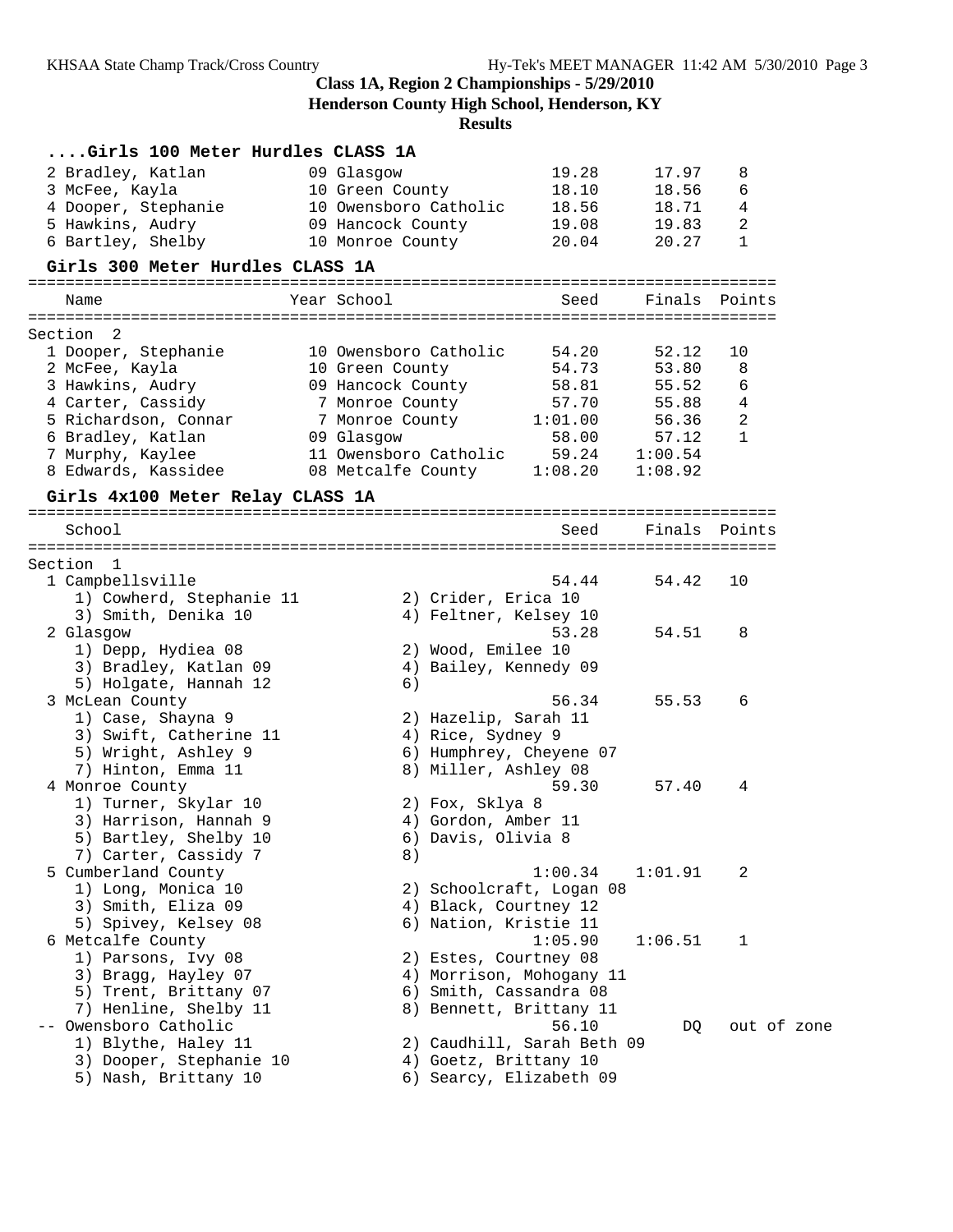## Class 1A, Region 2 Championships - 5/29/2010

**Henderson County High School, Henderson, KY**

**Results**

### ....Girls 100 Meter Hurdles CLASS 1A

| Place | Name | Year | School | Seed | Finals | Points |
|---|---|---|---|---|---|---|
| 2 | Bradley, Katlan | 09 | Glasgow | 19.28 | 17.97 | 8 |
| 3 | McFee, Kayla | 10 | Green County | 18.10 | 18.56 | 6 |
| 4 | Dooper, Stephanie | 10 | Owensboro Catholic | 18.56 | 18.71 | 4 |
| 5 | Hawkins, Audry | 09 | Hancock County | 19.08 | 19.83 | 2 |
| 6 | Bartley, Shelby | 10 | Monroe County | 20.04 | 20.27 | 1 |

### Girls 300 Meter Hurdles CLASS 1A

Section 2

| Place | Name | Year | School | Seed | Finals | Points |
|---|---|---|---|---|---|---|
| 1 | Dooper, Stephanie | 10 | Owensboro Catholic | 54.20 | 52.12 | 10 |
| 2 | McFee, Kayla | 10 | Green County | 54.73 | 53.80 | 8 |
| 3 | Hawkins, Audry | 09 | Hancock County | 58.81 | 55.52 | 6 |
| 4 | Carter, Cassidy | 7 | Monroe County | 57.70 | 55.88 | 4 |
| 5 | Richardson, Connar | 7 | Monroe County | 1:01.00 | 56.36 | 2 |
| 6 | Bradley, Katlan | 09 | Glasgow | 58.00 | 57.12 | 1 |
| 7 | Murphy, Kaylee | 11 | Owensboro Catholic | 59.24 | 1:00.54 | |
| 8 | Edwards, Kassidee | 08 | Metcalfe County | 1:08.20 | 1:08.92 | |

### Girls 4x100 Meter Relay CLASS 1A

Section 1

| Place | School | Seed | Finals | Points |
|---|---|---|---|---|
| 1 | Campbellsville | 54.44 | 54.42 | 10 |
| | 1) Cowherd, Stephanie 11; 2) Crider, Erica 10; 3) Smith, Denika 10; 4) Feltner, Kelsey 10 | | | |
| 2 | Glasgow | 53.28 | 54.51 | 8 |
| | 1) Depp, Hydiea 08; 2) Wood, Emilee 10; 3) Bradley, Katlan 09; 4) Bailey, Kennedy 09; 5) Holgate, Hannah 12; 6) | | | |
| 3 | McLean County | 56.34 | 55.53 | 6 |
| | 1) Case, Shayna 9; 2) Hazelip, Sarah 11; 3) Swift, Catherine 11; 4) Rice, Sydney 9; 5) Wright, Ashley 9; 6) Humphrey, Cheyene 07; 7) Hinton, Emma 11; 8) Miller, Ashley 08 | | | |
| 4 | Monroe County | 59.30 | 57.40 | 4 |
| | 1) Turner, Skylar 10; 2) Fox, Sklya 8; 3) Harrison, Hannah 9; 4) Gordon, Amber 11; 5) Bartley, Shelby 10; 6) Davis, Olivia 8; 7) Carter, Cassidy 7; 8) | | | |
| 5 | Cumberland County | 1:00.34 | 1:01.91 | 2 |
| | 1) Long, Monica 10; 2) Schoolcraft, Logan 08; 3) Smith, Eliza 09; 4) Black, Courtney 12; 5) Spivey, Kelsey 08; 6) Nation, Kristie 11 | | | |
| 6 | Metcalfe County | 1:05.90 | 1:06.51 | 1 |
| | 1) Parsons, Ivy 08; 2) Estes, Courtney 08; 3) Bragg, Hayley 07; 4) Morrison, Mohogany 11; 5) Trent, Brittany 07; 6) Smith, Cassandra 08; 7) Henline, Shelby 11; 8) Bennett, Brittany 11 | | | |
| -- | Owensboro Catholic | 56.10 | DQ | out of zone |
| | 1) Blythe, Haley 11; 2) Caudhill, Sarah Beth 09; 3) Dooper, Stephanie 10; 4) Goetz, Brittany 10; 5) Nash, Brittany 10; 6) Searcy, Elizabeth 09 | | | |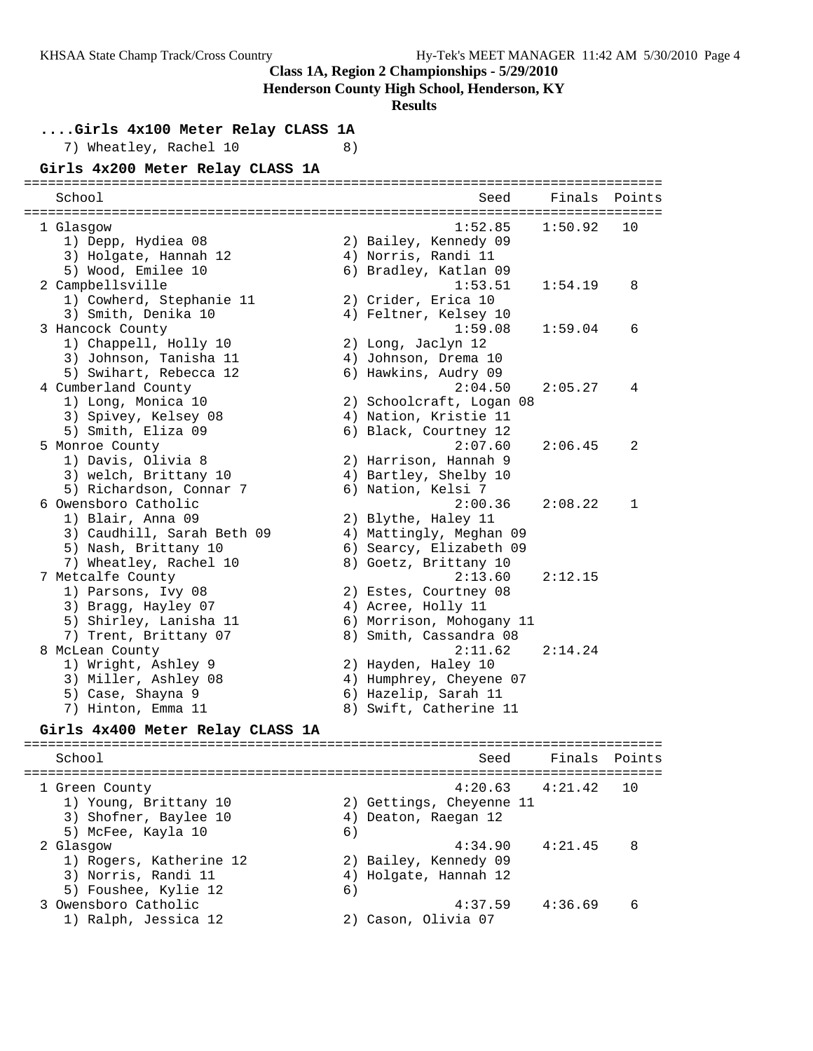### Class 1A, Region 2 Championships - 5/29/2010
### Henderson County High School, Henderson, KY
### Results

## ....Girls 4x100 Meter Relay CLASS 1A

7) Wheatley, Rachel 10 8)

## Girls 4x200 Meter Relay CLASS 1A

| School | Seed | Finals | Points |
|---|---|---|---|
| 1 Glasgow | 1:52.85 | 1:50.92 | 10 |
| 1) Depp, Hydiea 08; 2) Bailey, Kennedy 09; 3) Holgate, Hannah 12; 4) Norris, Randi 11; 5) Wood, Emilee 10; 6) Bradley, Katlan 09 | | | |
| 2 Campbellsville | 1:53.51 | 1:54.19 | 8 |
| 1) Cowherd, Stephanie 11; 2) Crider, Erica 10; 3) Smith, Denika 10; 4) Feltner, Kelsey 10 | | | |
| 3 Hancock County | 1:59.08 | 1:59.04 | 6 |
| 1) Chappell, Holly 10; 2) Long, Jaclyn 12; 3) Johnson, Tanisha 11; 4) Johnson, Drema 10; 5) Swihart, Rebecca 12; 6) Hawkins, Audry 09 | | | |
| 4 Cumberland County | 2:04.50 | 2:05.27 | 4 |
| 1) Long, Monica 10; 2) Schoolcraft, Logan 08; 3) Spivey, Kelsey 08; 4) Nation, Kristie 11; 5) Smith, Eliza 09; 6) Black, Courtney 12 | | | |
| 5 Monroe County | 2:07.60 | 2:06.45 | 2 |
| 1) Davis, Olivia 8; 2) Harrison, Hannah 9; 3) welch, Brittany 10; 4) Bartley, Shelby 10; 5) Richardson, Connar 7; 6) Nation, Kelsi 7 | | | |
| 6 Owensboro Catholic | 2:00.36 | 2:08.22 | 1 |
| 1) Blair, Anna 09; 2) Blythe, Haley 11; 3) Caudhill, Sarah Beth 09; 4) Mattingly, Meghan 09; 5) Nash, Brittany 10; 6) Searcy, Elizabeth 09; 7) Wheatley, Rachel 10; 8) Goetz, Brittany 10 | | | |
| 7 Metcalfe County | 2:13.60 | 2:12.15 | |
| 1) Parsons, Ivy 08; 2) Estes, Courtney 08; 3) Bragg, Hayley 07; 4) Acree, Holly 11; 5) Shirley, Lanisha 11; 6) Morrison, Mohogany 11; 7) Trent, Brittany 07; 8) Smith, Cassandra 08 | | | |
| 8 McLean County | 2:11.62 | 2:14.24 | |
| 1) Wright, Ashley 9; 2) Hayden, Haley 10; 3) Miller, Ashley 08; 4) Humphrey, Cheyene 07; 5) Case, Shayna 9; 6) Hazelip, Sarah 11; 7) Hinton, Emma 11; 8) Swift, Catherine 11 | | | |

## Girls 4x400 Meter Relay CLASS 1A

| School | Seed | Finals | Points |
|---|---|---|---|
| 1 Green County | 4:20.63 | 4:21.42 | 10 |
| 1) Young, Brittany 10; 2) Gettings, Cheyenne 11; 3) Shofner, Baylee 10; 4) Deaton, Raegan 12; 5) McFee, Kayla 10; 6) | | | |
| 2 Glasgow | 4:34.90 | 4:21.45 | 8 |
| 1) Rogers, Katherine 12; 2) Bailey, Kennedy 09; 3) Norris, Randi 11; 4) Holgate, Hannah 12; 5) Foushee, Kylie 12; 6) | | | |
| 3 Owensboro Catholic | 4:37.59 | 4:36.69 | 6 |
| 1) Ralph, Jessica 12; 2) Cason, Olivia 07 | | | |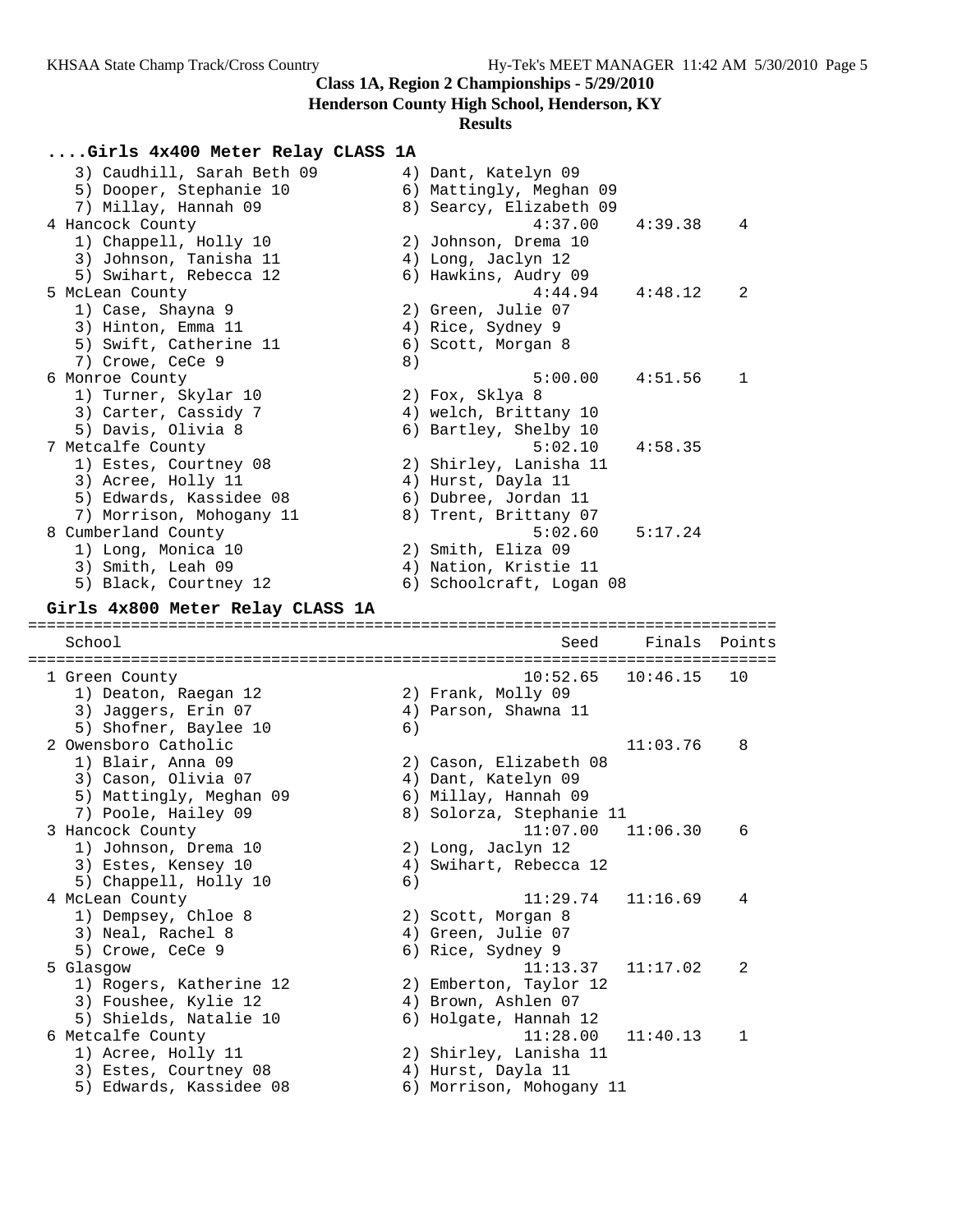# Class 1A, Region 2 Championships - 5/29/2010

**Henderson County High School, Henderson, KY**

**Results**

### ....Girls 4x400 Meter Relay CLASS 1A

```
   3) Caudhill, Sarah Beth 09         4) Dant, Katelyn 09
   5) Dooper, Stephanie 10            6) Mattingly, Meghan 09
   7) Millay, Hannah 09               8) Searcy, Elizabeth 09
 4 Hancock County                              4:37.00    4:39.38    4
   1) Chappell, Holly 10              2) Johnson, Drema 10
   3) Johnson, Tanisha 11             4) Long, Jaclyn 12
   5) Swihart, Rebecca 12             6) Hawkins, Audry 09
 5 McLean County                               4:44.94    4:48.12    2
   1) Case, Shayna 9                  2) Green, Julie 07
   3) Hinton, Emma 11                 4) Rice, Sydney 9
   5) Swift, Catherine 11             6) Scott, Morgan 8
   7) Crowe, CeCe 9                   8)
 6 Monroe County                               5:00.00    4:51.56    1
   1) Turner, Skylar 10               2) Fox, Sklya 8
   3) Carter, Cassidy 7               4) welch, Brittany 10
   5) Davis, Olivia 8                 6) Bartley, Shelby 10
 7 Metcalfe County                             5:02.10    4:58.35
   1) Estes, Courtney 08              2) Shirley, Lanisha 11
   3) Acree, Holly 11                 4) Hurst, Dayla 11
   5) Edwards, Kassidee 08            6) Dubree, Jordan 11
   7) Morrison, Mohogany 11           8) Trent, Brittany 07
 8 Cumberland County                           5:02.60    5:17.24
   1) Long, Monica 10                 2) Smith, Eliza 09
   3) Smith, Leah 09                  4) Nation, Kristie 11
   5) Black, Courtney 12              6) Schoolcraft, Logan 08
```

### Girls 4x800 Meter Relay CLASS 1A

```
================================================================================
   School                                        Seed     Finals  Points
================================================================================
 1 Green County                               10:52.65   10:46.15   10
   1) Deaton, Raegan 12               2) Frank, Molly 09
   3) Jaggers, Erin 07                4) Parson, Shawna 11
   5) Shofner, Baylee 10              6)
 2 Owensboro Catholic                                    11:03.76    8
   1) Blair, Anna 09                  2) Cason, Elizabeth 08
   3) Cason, Olivia 07                4) Dant, Katelyn 09
   5) Mattingly, Meghan 09            6) Millay, Hannah 09
   7) Poole, Hailey 09                8) Solorza, Stephanie 11
 3 Hancock County                             11:07.00   11:06.30    6
   1) Johnson, Drema 10               2) Long, Jaclyn 12
   3) Estes, Kensey 10                4) Swihart, Rebecca 12
   5) Chappell, Holly 10              6)
 4 McLean County                              11:29.74   11:16.69    4
   1) Dempsey, Chloe 8                2) Scott, Morgan 8
   3) Neal, Rachel 8                  4) Green, Julie 07
   5) Crowe, CeCe 9                   6) Rice, Sydney 9
 5 Glasgow                                    11:13.37   11:17.02    2
   1) Rogers, Katherine 12            2) Emberton, Taylor 12
   3) Foushee, Kylie 12               4) Brown, Ashlen 07
   5) Shields, Natalie 10             6) Holgate, Hannah 12
 6 Metcalfe County                            11:28.00   11:40.13    1
   1) Acree, Holly 11                 2) Shirley, Lanisha 11
   3) Estes, Courtney 08              4) Hurst, Dayla 11
   5) Edwards, Kassidee 08            6) Morrison, Mohogany 11
```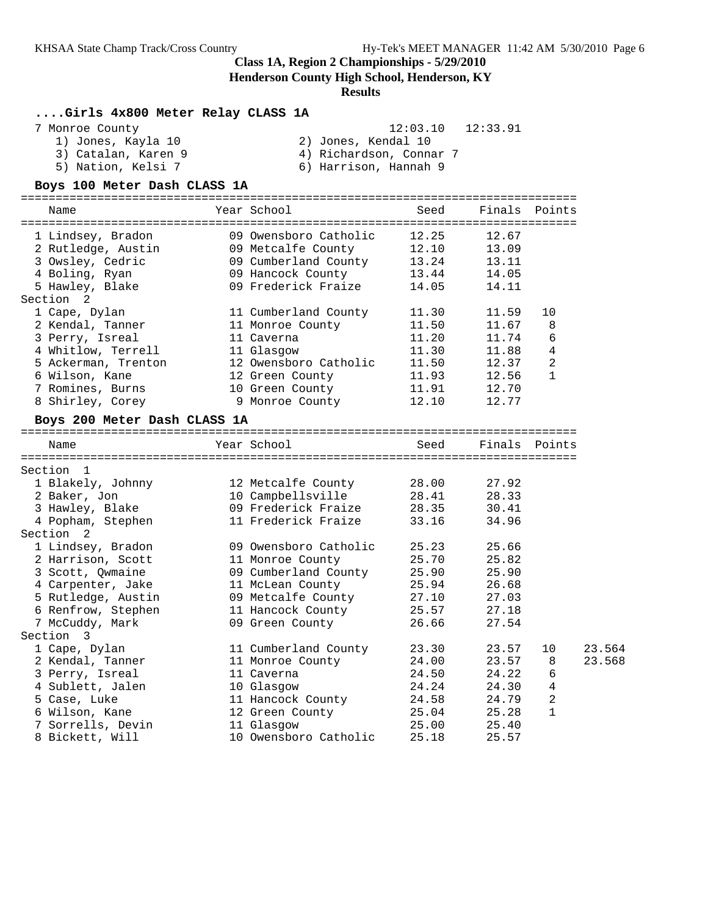**Class 1A, Region 2 Championships - 5/29/2010**

**Henderson County High School, Henderson, KY**

**Results**

### ....Girls 4x800 Meter Relay CLASS 1A

7 Monroe County — 12:03.10 — 12:33.91
1) Jones, Kayla 10
2) Jones, Kendal 10
3) Catalan, Karen 9
4) Richardson, Connar 7
5) Nation, Kelsi 7
6) Harrison, Hannah 9

### Boys 100 Meter Dash CLASS 1A

| | Name | Year | School | Seed | Finals | Points |
|---|---|---|---|---|---|---|
| 1 | Lindsey, Bradon | 09 | Owensboro Catholic | 12.25 | 12.67 | |
| 2 | Rutledge, Austin | 09 | Metcalfe County | 12.10 | 13.09 | |
| 3 | Owsley, Cedric | 09 | Cumberland County | 13.24 | 13.11 | |
| 4 | Boling, Ryan | 09 | Hancock County | 13.44 | 14.05 | |
| 5 | Hawley, Blake | 09 | Frederick Fraize | 14.05 | 14.11 | |
| **Section 2** | | | | | | |
| 1 | Cape, Dylan | 11 | Cumberland County | 11.30 | 11.59 | 10 |
| 2 | Kendal, Tanner | 11 | Monroe County | 11.50 | 11.67 | 8 |
| 3 | Perry, Isreal | 11 | Caverna | 11.20 | 11.74 | 6 |
| 4 | Whitlow, Terrell | 11 | Glasgow | 11.30 | 11.88 | 4 |
| 5 | Ackerman, Trenton | 12 | Owensboro Catholic | 11.50 | 12.37 | 2 |
| 6 | Wilson, Kane | 12 | Green County | 11.93 | 12.56 | 1 |
| 7 | Romines, Burns | 10 | Green County | 11.91 | 12.70 | |
| 8 | Shirley, Corey | 9 | Monroe County | 12.10 | 12.77 | |

### Boys 200 Meter Dash CLASS 1A

| | Name | Year | School | Seed | Finals | Points | |
|---|---|---|---|---|---|---|---|
| **Section 1** | | | | | | | |
| 1 | Blakely, Johnny | 12 | Metcalfe County | 28.00 | 27.92 | | |
| 2 | Baker, Jon | 10 | Campbellsville | 28.41 | 28.33 | | |
| 3 | Hawley, Blake | 09 | Frederick Fraize | 28.35 | 30.41 | | |
| 4 | Popham, Stephen | 11 | Frederick Fraize | 33.16 | 34.96 | | |
| **Section 2** | | | | | | | |
| 1 | Lindsey, Bradon | 09 | Owensboro Catholic | 25.23 | 25.66 | | |
| 2 | Harrison, Scott | 11 | Monroe County | 25.70 | 25.82 | | |
| 3 | Scott, Qwmaine | 09 | Cumberland County | 25.90 | 25.90 | | |
| 4 | Carpenter, Jake | 11 | McLean County | 25.94 | 26.68 | | |
| 5 | Rutledge, Austin | 09 | Metcalfe County | 27.10 | 27.03 | | |
| 6 | Renfrow, Stephen | 11 | Hancock County | 25.57 | 27.18 | | |
| 7 | McCuddy, Mark | 09 | Green County | 26.66 | 27.54 | | |
| **Section 3** | | | | | | | |
| 1 | Cape, Dylan | 11 | Cumberland County | 23.30 | 23.57 | 10 | 23.564 |
| 2 | Kendal, Tanner | 11 | Monroe County | 24.00 | 23.57 | 8 | 23.568 |
| 3 | Perry, Isreal | 11 | Caverna | 24.50 | 24.22 | 6 | |
| 4 | Sublett, Jalen | 10 | Glasgow | 24.24 | 24.30 | 4 | |
| 5 | Case, Luke | 11 | Hancock County | 24.58 | 24.79 | 2 | |
| 6 | Wilson, Kane | 12 | Green County | 25.04 | 25.28 | 1 | |
| 7 | Sorrells, Devin | 11 | Glasgow | 25.00 | 25.40 | | |
| 8 | Bickett, Will | 10 | Owensboro Catholic | 25.18 | 25.57 | | |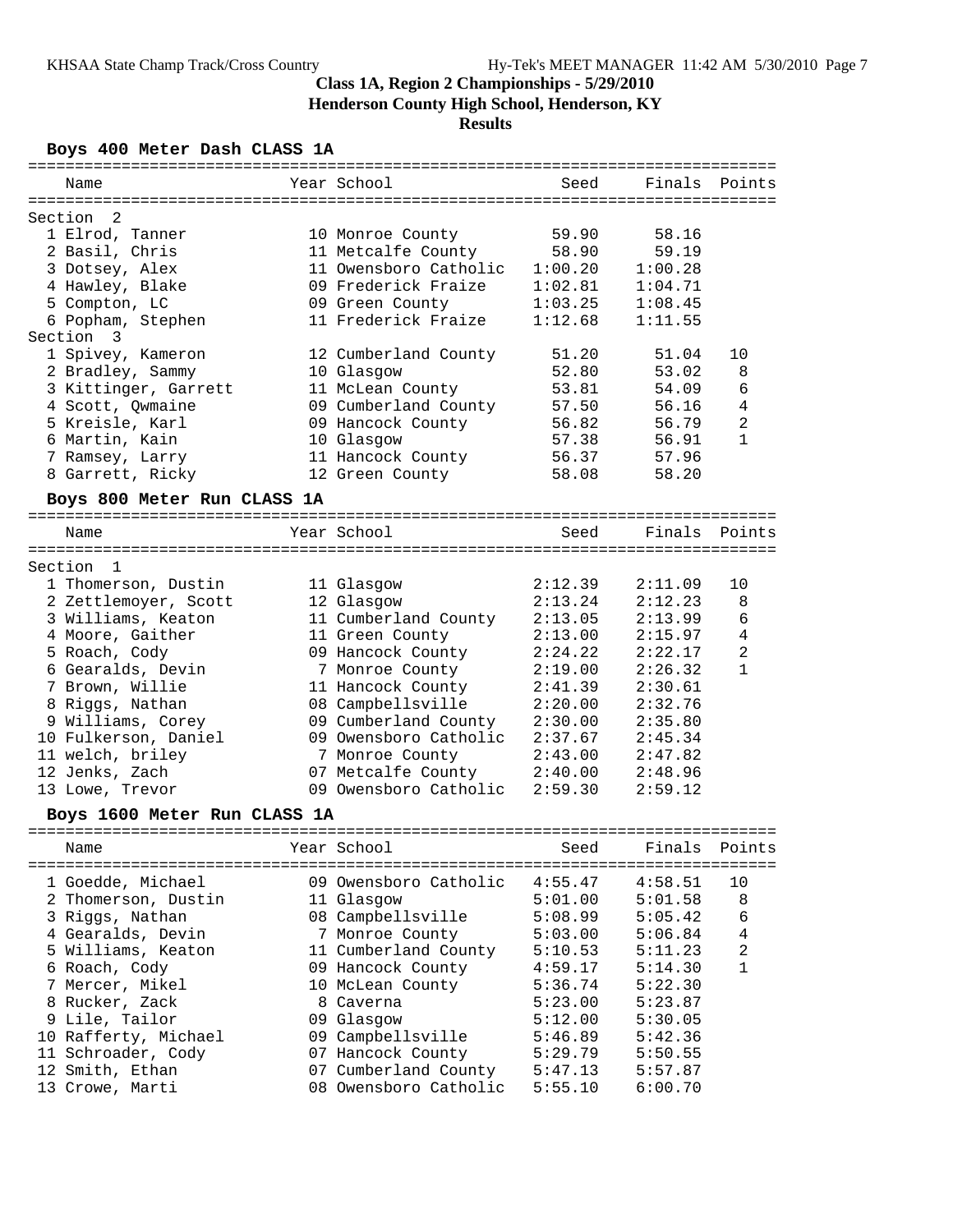# Class 1A, Region 2 Championships - 5/29/2010

**Henderson County High School, Henderson, KY**

**Results**

## Boys 400 Meter Dash CLASS 1A

| | Name | Year | School | Seed | Finals | Points |
|---|---|---|---|---|---|---|
| **Section 2** | | | | | | |
| 1 | Elrod, Tanner | 10 | Monroe County | 59.90 | 58.16 | |
| 2 | Basil, Chris | 11 | Metcalfe County | 58.90 | 59.19 | |
| 3 | Dotsey, Alex | 11 | Owensboro Catholic | 1:00.20 | 1:00.28 | |
| 4 | Hawley, Blake | 09 | Frederick Fraize | 1:02.81 | 1:04.71 | |
| 5 | Compton, LC | 09 | Green County | 1:03.25 | 1:08.45 | |
| 6 | Popham, Stephen | 11 | Frederick Fraize | 1:12.68 | 1:11.55 | |
| **Section 3** | | | | | | |
| 1 | Spivey, Kameron | 12 | Cumberland County | 51.20 | 51.04 | 10 |
| 2 | Bradley, Sammy | 10 | Glasgow | 52.80 | 53.02 | 8 |
| 3 | Kittinger, Garrett | 11 | McLean County | 53.81 | 54.09 | 6 |
| 4 | Scott, Qwmaine | 09 | Cumberland County | 57.50 | 56.16 | 4 |
| 5 | Kreisle, Karl | 09 | Hancock County | 56.82 | 56.79 | 2 |
| 6 | Martin, Kain | 10 | Glasgow | 57.38 | 56.91 | 1 |
| 7 | Ramsey, Larry | 11 | Hancock County | 56.37 | 57.96 | |
| 8 | Garrett, Ricky | 12 | Green County | 58.08 | 58.20 | |

## Boys 800 Meter Run CLASS 1A

| | Name | Year | School | Seed | Finals | Points |
|---|---|---|---|---|---|---|
| **Section 1** | | | | | | |
| 1 | Thomerson, Dustin | 11 | Glasgow | 2:12.39 | 2:11.09 | 10 |
| 2 | Zettlemoyer, Scott | 12 | Glasgow | 2:13.24 | 2:12.23 | 8 |
| 3 | Williams, Keaton | 11 | Cumberland County | 2:13.05 | 2:13.99 | 6 |
| 4 | Moore, Gaither | 11 | Green County | 2:13.00 | 2:15.97 | 4 |
| 5 | Roach, Cody | 09 | Hancock County | 2:24.22 | 2:22.17 | 2 |
| 6 | Gearalds, Devin | 7 | Monroe County | 2:19.00 | 2:26.32 | 1 |
| 7 | Brown, Willie | 11 | Hancock County | 2:41.39 | 2:30.61 | |
| 8 | Riggs, Nathan | 08 | Campbellsville | 2:20.00 | 2:32.76 | |
| 9 | Williams, Corey | 09 | Cumberland County | 2:30.00 | 2:35.80 | |
| 10 | Fulkerson, Daniel | 09 | Owensboro Catholic | 2:37.67 | 2:45.34 | |
| 11 | welch, briley | 7 | Monroe County | 2:43.00 | 2:47.82 | |
| 12 | Jenks, Zach | 07 | Metcalfe County | 2:40.00 | 2:48.96 | |
| 13 | Lowe, Trevor | 09 | Owensboro Catholic | 2:59.30 | 2:59.12 | |

## Boys 1600 Meter Run CLASS 1A

| | Name | Year | School | Seed | Finals | Points |
|---|---|---|---|---|---|---|
| 1 | Goedde, Michael | 09 | Owensboro Catholic | 4:55.47 | 4:58.51 | 10 |
| 2 | Thomerson, Dustin | 11 | Glasgow | 5:01.00 | 5:01.58 | 8 |
| 3 | Riggs, Nathan | 08 | Campbellsville | 5:08.99 | 5:05.42 | 6 |
| 4 | Gearalds, Devin | 7 | Monroe County | 5:03.00 | 5:06.84 | 4 |
| 5 | Williams, Keaton | 11 | Cumberland County | 5:10.53 | 5:11.23 | 2 |
| 6 | Roach, Cody | 09 | Hancock County | 4:59.17 | 5:14.30 | 1 |
| 7 | Mercer, Mikel | 10 | McLean County | 5:36.74 | 5:22.30 | |
| 8 | Rucker, Zack | 8 | Caverna | 5:23.00 | 5:23.87 | |
| 9 | Lile, Tailor | 09 | Glasgow | 5:12.00 | 5:30.05 | |
| 10 | Rafferty, Michael | 09 | Campbellsville | 5:46.89 | 5:42.36 | |
| 11 | Schroader, Cody | 07 | Hancock County | 5:29.79 | 5:50.55 | |
| 12 | Smith, Ethan | 07 | Cumberland County | 5:47.13 | 5:57.87 | |
| 13 | Crowe, Marti | 08 | Owensboro Catholic | 5:55.10 | 6:00.70 | |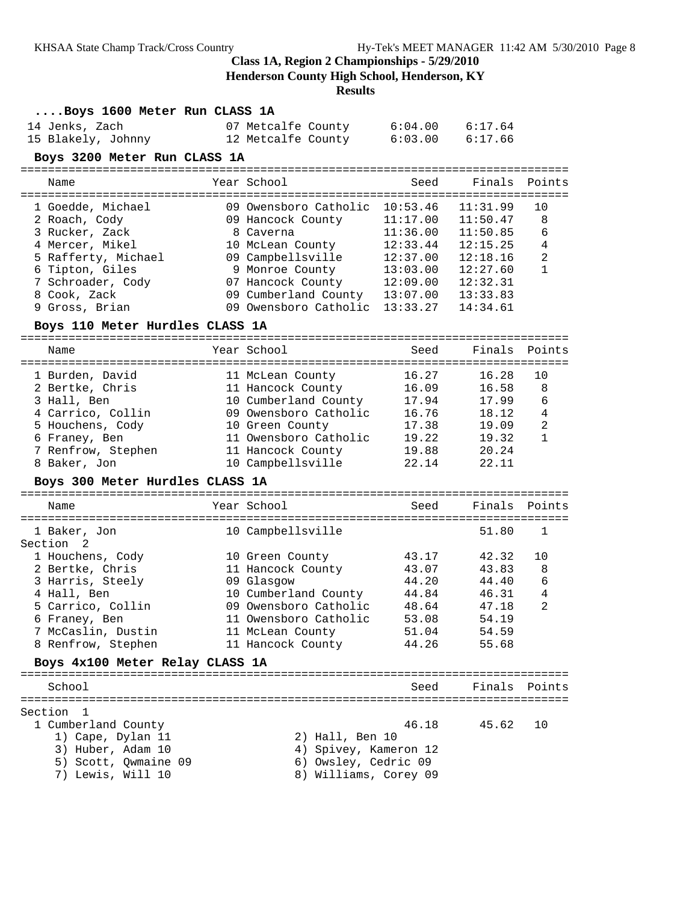**Class 1A, Region 2 Championships - 5/29/2010**

**Henderson County High School, Henderson, KY**

**Results**

### ....Boys 1600 Meter Run CLASS 1A

| Place | Name | Year | School | Seed | Finals | Points |
|---|---|---|---|---|---|---|
| 14 | Jenks, Zach | 07 | Metcalfe County | 6:04.00 | 6:17.64 | |
| 15 | Blakely, Johnny | 12 | Metcalfe County | 6:03.00 | 6:17.66 | |

### Boys 3200 Meter Run CLASS 1A

| Place | Name | Year | School | Seed | Finals | Points |
|---|---|---|---|---|---|---|
| 1 | Goedde, Michael | 09 | Owensboro Catholic | 10:53.46 | 11:31.99 | 10 |
| 2 | Roach, Cody | 09 | Hancock County | 11:17.00 | 11:50.47 | 8 |
| 3 | Rucker, Zack | 8 | Caverna | 11:36.00 | 11:50.85 | 6 |
| 4 | Mercer, Mikel | 10 | McLean County | 12:33.44 | 12:15.25 | 4 |
| 5 | Rafferty, Michael | 09 | Campbellsville | 12:37.00 | 12:18.16 | 2 |
| 6 | Tipton, Giles | 9 | Monroe County | 13:03.00 | 12:27.60 | 1 |
| 7 | Schroader, Cody | 07 | Hancock County | 12:09.00 | 12:32.31 | |
| 8 | Cook, Zack | 09 | Cumberland County | 13:07.00 | 13:33.83 | |
| 9 | Gross, Brian | 09 | Owensboro Catholic | 13:33.27 | 14:34.61 | |

### Boys 110 Meter Hurdles CLASS 1A

| Place | Name | Year | School | Seed | Finals | Points |
|---|---|---|---|---|---|---|
| 1 | Burden, David | 11 | McLean County | 16.27 | 16.28 | 10 |
| 2 | Bertke, Chris | 11 | Hancock County | 16.09 | 16.58 | 8 |
| 3 | Hall, Ben | 10 | Cumberland County | 17.94 | 17.99 | 6 |
| 4 | Carrico, Collin | 09 | Owensboro Catholic | 16.76 | 18.12 | 4 |
| 5 | Houchens, Cody | 10 | Green County | 17.38 | 19.09 | 2 |
| 6 | Franey, Ben | 11 | Owensboro Catholic | 19.22 | 19.32 | 1 |
| 7 | Renfrow, Stephen | 11 | Hancock County | 19.88 | 20.24 | |
| 8 | Baker, Jon | 10 | Campbellsville | 22.14 | 22.11 | |

### Boys 300 Meter Hurdles CLASS 1A

| Place | Name | Year | School | Seed | Finals | Points |
|---|---|---|---|---|---|---|
| 1 | Baker, Jon | 10 | Campbellsville | | 51.80 | 1 |
| **Section 2** | | | | | | |
| 1 | Houchens, Cody | 10 | Green County | 43.17 | 42.32 | 10 |
| 2 | Bertke, Chris | 11 | Hancock County | 43.07 | 43.83 | 8 |
| 3 | Harris, Steely | 09 | Glasgow | 44.20 | 44.40 | 6 |
| 4 | Hall, Ben | 10 | Cumberland County | 44.84 | 46.31 | 4 |
| 5 | Carrico, Collin | 09 | Owensboro Catholic | 48.64 | 47.18 | 2 |
| 6 | Franey, Ben | 11 | Owensboro Catholic | 53.08 | 54.19 | |
| 7 | McCaslin, Dustin | 11 | McLean County | 51.04 | 54.59 | |
| 8 | Renfrow, Stephen | 11 | Hancock County | 44.26 | 55.68 | |

### Boys 4x100 Meter Relay CLASS 1A

| Place | School | Seed | Finals | Points |
|---|---|---|---|---|
| **Section 1** | | | | |
| 1 | Cumberland County | 46.18 | 45.62 | 10 |

1) Cape, Dylan 11
2) Hall, Ben 10
3) Huber, Adam 10
4) Spivey, Kameron 12
5) Scott, Qwmaine 09
6) Owsley, Cedric 09
7) Lewis, Will 10
8) Williams, Corey 09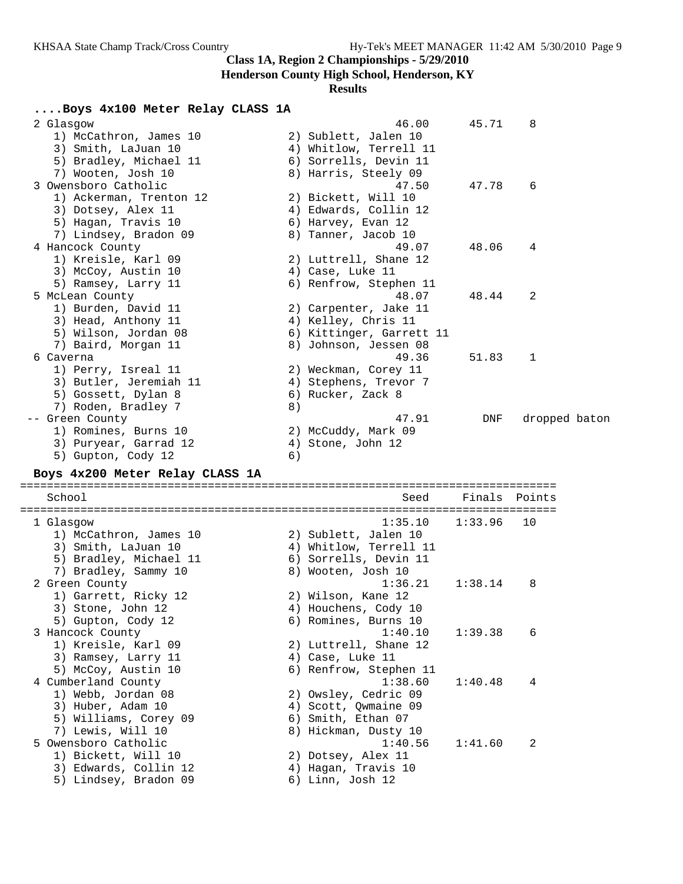## Class 1A, Region 2 Championships - 5/29/2010

**Henderson County High School, Henderson, KY**

**Results**

### ....Boys 4x100 Meter Relay CLASS 1A

```
  2 Glasgow                                               46.00      45.71    8
     1) McCathron, James 10             2) Sublett, Jalen 10
     3) Smith, LaJuan 10                4) Whitlow, Terrell 11
     5) Bradley, Michael 11             6) Sorrells, Devin 11
     7) Wooten, Josh 10                 8) Harris, Steely 09
  3 Owensboro Catholic                                    47.50      47.78    6
     1) Ackerman, Trenton 12            2) Bickett, Will 10
     3) Dotsey, Alex 11                 4) Edwards, Collin 12
     5) Hagan, Travis 10                6) Harvey, Evan 12
     7) Lindsey, Bradon 09              8) Tanner, Jacob 10
  4 Hancock County                                        49.07      48.06    4
     1) Kreisle, Karl 09                2) Luttrell, Shane 12
     3) McCoy, Austin 10                4) Case, Luke 11
     5) Ramsey, Larry 11                6) Renfrow, Stephen 11
  5 McLean County                                         48.07      48.44    2
     1) Burden, David 11                2) Carpenter, Jake 11
     3) Head, Anthony 11                4) Kelley, Chris 11
     5) Wilson, Jordan 08               6) Kittinger, Garrett 11
     7) Baird, Morgan 11                8) Johnson, Jessen 08
  6 Caverna                                               49.36      51.83    1
     1) Perry, Isreal 11                2) Weckman, Corey 11
     3) Butler, Jeremiah 11             4) Stephens, Trevor 7
     5) Gossett, Dylan 8                6) Rucker, Zack 8
     7) Roden, Bradley 7                8)
 -- Green County                                          47.91        DNF   dropped baton
     1) Romines, Burns 10               2) McCuddy, Mark 09
     3) Puryear, Garrad 12              4) Stone, John 12
     5) Gupton, Cody 12                 6)
```

### Boys 4x200 Meter Relay CLASS 1A

```
================================================================================
    School                                                 Seed     Finals  Points
================================================================================
  1 Glasgow                                             1:35.10    1:33.96   10
     1) McCathron, James 10             2) Sublett, Jalen 10
     3) Smith, LaJuan 10                4) Whitlow, Terrell 11
     5) Bradley, Michael 11             6) Sorrells, Devin 11
     7) Bradley, Sammy 10               8) Wooten, Josh 10
  2 Green County                                        1:36.21    1:38.14    8
     1) Garrett, Ricky 12               2) Wilson, Kane 12
     3) Stone, John 12                  4) Houchens, Cody 10
     5) Gupton, Cody 12                 6) Romines, Burns 10
  3 Hancock County                                      1:40.10    1:39.38    6
     1) Kreisle, Karl 09                2) Luttrell, Shane 12
     3) Ramsey, Larry 11                4) Case, Luke 11
     5) McCoy, Austin 10                6) Renfrow, Stephen 11
  4 Cumberland County                                   1:38.60    1:40.48    4
     1) Webb, Jordan 08                 2) Owsley, Cedric 09
     3) Huber, Adam 10                  4) Scott, Qwmaine 09
     5) Williams, Corey 09              6) Smith, Ethan 07
     7) Lewis, Will 10                  8) Hickman, Dusty 10
  5 Owensboro Catholic                                  1:40.56    1:41.60    2
     1) Bickett, Will 10                2) Dotsey, Alex 11
     3) Edwards, Collin 12              4) Hagan, Travis 10
     5) Lindsey, Bradon 09              6) Linn, Josh 12
```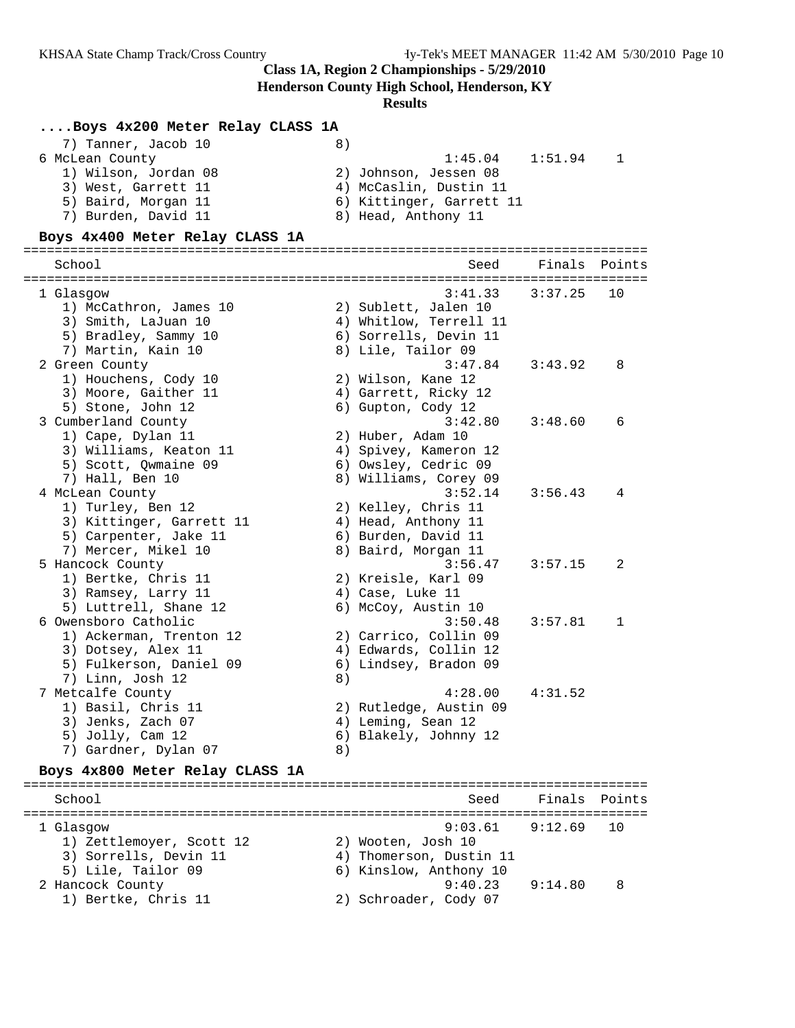**Class 1A, Region 2 Championships - 5/29/2010**

**Henderson County High School, Henderson, KY**

**Results**

### ....Boys 4x200 Meter Relay CLASS 1A

```
   7) Tanner, Jacob 10                8)
 6 McLean County                               1:45.04    1:51.94    1
   1) Wilson, Jordan 08               2) Johnson, Jessen 08
   3) West, Garrett 11                4) McCaslin, Dustin 11
   5) Baird, Morgan 11                6) Kittinger, Garrett 11
   7) Burden, David 11                8) Head, Anthony 11
```

### Boys 4x400 Meter Relay CLASS 1A

```
================================================================================
   School                                         Seed     Finals  Points
================================================================================
 1 Glasgow                                     3:41.33    3:37.25   10
   1) McCathron, James 10             2) Sublett, Jalen 10
   3) Smith, LaJuan 10                4) Whitlow, Terrell 11
   5) Bradley, Sammy 10               6) Sorrells, Devin 11
   7) Martin, Kain 10                 8) Lile, Tailor 09
 2 Green County                                3:47.84    3:43.92    8
   1) Houchens, Cody 10               2) Wilson, Kane 12
   3) Moore, Gaither 11               4) Garrett, Ricky 12
   5) Stone, John 12                  6) Gupton, Cody 12
 3 Cumberland County                           3:42.80    3:48.60    6
   1) Cape, Dylan 11                  2) Huber, Adam 10
   3) Williams, Keaton 11             4) Spivey, Kameron 12
   5) Scott, Qwmaine 09               6) Owsley, Cedric 09
   7) Hall, Ben 10                    8) Williams, Corey 09
 4 McLean County                               3:52.14    3:56.43    4
   1) Turley, Ben 12                  2) Kelley, Chris 11
   3) Kittinger, Garrett 11           4) Head, Anthony 11
   5) Carpenter, Jake 11              6) Burden, David 11
   7) Mercer, Mikel 10                8) Baird, Morgan 11
 5 Hancock County                              3:56.47    3:57.15    2
   1) Bertke, Chris 11                2) Kreisle, Karl 09
   3) Ramsey, Larry 11                4) Case, Luke 11
   5) Luttrell, Shane 12              6) McCoy, Austin 10
 6 Owensboro Catholic                          3:50.48    3:57.81    1
   1) Ackerman, Trenton 12            2) Carrico, Collin 09
   3) Dotsey, Alex 11                 4) Edwards, Collin 12
   5) Fulkerson, Daniel 09            6) Lindsey, Bradon 09
   7) Linn, Josh 12                   8)
 7 Metcalfe County                             4:28.00    4:31.52
   1) Basil, Chris 11                 2) Rutledge, Austin 09
   3) Jenks, Zach 07                  4) Leming, Sean 12
   5) Jolly, Cam 12                   6) Blakely, Johnny 12
   7) Gardner, Dylan 07               8)
```

### Boys 4x800 Meter Relay CLASS 1A

```
================================================================================
   School                                         Seed     Finals  Points
================================================================================
 1 Glasgow                                     9:03.61    9:12.69   10
   1) Zettlemoyer, Scott 12           2) Wooten, Josh 10
   3) Sorrells, Devin 11              4) Thomerson, Dustin 11
   5) Lile, Tailor 09                 6) Kinslow, Anthony 10
 2 Hancock County                              9:40.23    9:14.80    8
   1) Bertke, Chris 11                2) Schroader, Cody 07
```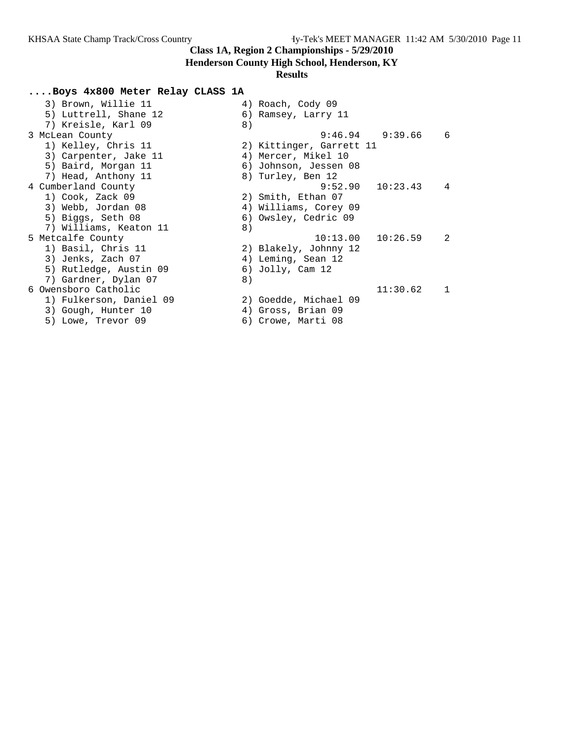## Class 1A, Region 2 Championships - 5/29/2010

### Henderson County High School, Henderson, KY

### Results

**....Boys 4x800 Meter Relay CLASS 1A**

```
   3) Brown, Willie 11               4) Roach, Cody 09
   5) Luttrell, Shane 12             6) Ramsey, Larry 11
   7) Kreisle, Karl 09               8)
3 McLean County                                 9:46.94    9:39.66    6
   1) Kelley, Chris 11               2) Kittinger, Garrett 11
   3) Carpenter, Jake 11             4) Mercer, Mikel 10
   5) Baird, Morgan 11               6) Johnson, Jessen 08
   7) Head, Anthony 11               8) Turley, Ben 12
4 Cumberland County                             9:52.90   10:23.43    4
   1) Cook, Zack 09                  2) Smith, Ethan 07
   3) Webb, Jordan 08                4) Williams, Corey 09
   5) Biggs, Seth 08                 6) Owsley, Cedric 09
   7) Williams, Keaton 11            8)
5 Metcalfe County                              10:13.00   10:26.59    2
   1) Basil, Chris 11                2) Blakely, Johnny 12
   3) Jenks, Zach 07                 4) Leming, Sean 12
   5) Rutledge, Austin 09            6) Jolly, Cam 12
   7) Gardner, Dylan 07              8)
6 Owensboro Catholic                                      11:30.62    1
   1) Fulkerson, Daniel 09           2) Goedde, Michael 09
   3) Gough, Hunter 10               4) Gross, Brian 09
   5) Lowe, Trevor 09                6) Crowe, Marti 08
```